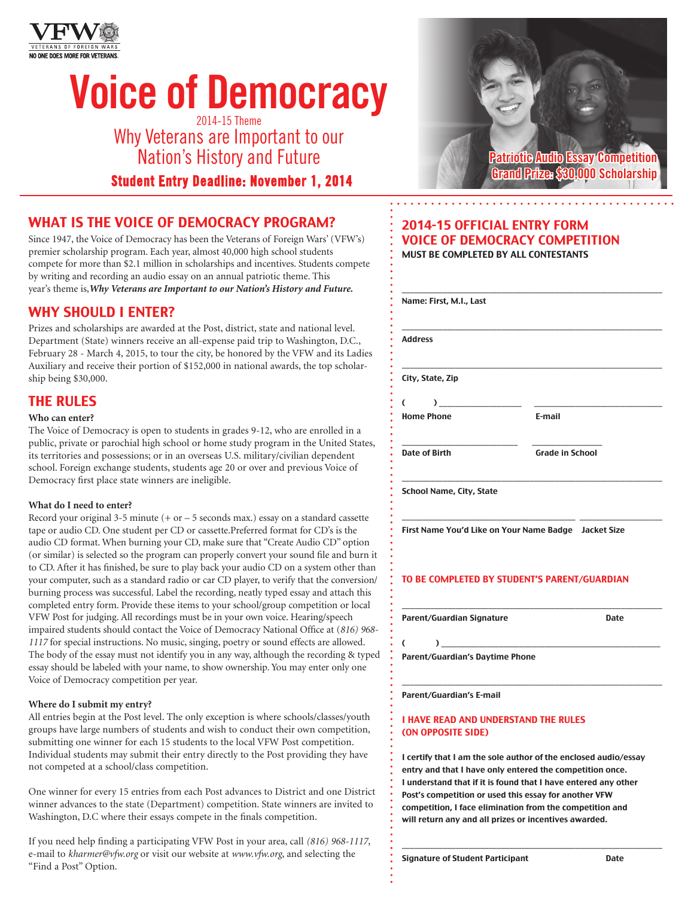VFW
VETERANS OF FOREIGN WARS
NO ONE DOES MORE FOR VETERANS.

# Voice of Democracy

2014-15 Theme

## Why Veterans are Important to our Nation's History and Future

**Student Entry Deadline: November 1, 2014**

**Patriotic Audio Essay Competition**
**Grand Prize: $30,000 Scholarship**

## WHAT IS THE VOICE OF DEMOCRACY PROGRAM?

Since 1947, the Voice of Democracy has been the Veterans of Foreign Wars' (VFW's) premier scholarship program. Each year, almost 40,000 high school students compete for more than $2.1 million in scholarships and incentives. Students compete by writing and recording an audio essay on an annual patriotic theme. This year's theme is, ***Why Veterans are Important to our Nation's History and Future.***

## WHY SHOULD I ENTER?

Prizes and scholarships are awarded at the Post, district, state and national level. Department (State) winners receive an all-expense paid trip to Washington, D.C., February 28 - March 4, 2015, to tour the city, be honored by the VFW and its Ladies Auxiliary and receive their portion of $152,000 in national awards, the top scholarship being $30,000.

## THE RULES

**Who can enter?**

The Voice of Democracy is open to students in grades 9-12, who are enrolled in a public, private or parochial high school or home study program in the United States, its territories and possessions; or in an overseas U.S. military/civilian dependent school. Foreign exchange students, students age 20 or over and previous Voice of Democracy first place state winners are ineligible.

**What do I need to enter?**

Record your original 3-5 minute (+ or – 5 seconds max.) essay on a standard cassette tape or audio CD. One student per CD or cassette.Preferred format for CD's is the audio CD format. When burning your CD, make sure that "Create Audio CD" option (or similar) is selected so the program can properly convert your sound file and burn it to CD. After it has finished, be sure to play back your audio CD on a system other than your computer, such as a standard radio or car CD player, to verify that the conversion/burning process was successful. Label the recording, neatly typed essay and attach this completed entry form. Provide these items to your school/group competition or local VFW Post for judging. All recordings must be in your own voice. Hearing/speech impaired students should contact the Voice of Democracy National Office at *(816) 968-1117* for special instructions. No music, singing, poetry or sound effects are allowed. The body of the essay must not identify you in any way, although the recording & typed essay should be labeled with your name, to show ownership. You may enter only one Voice of Democracy competition per year.

**Where do I submit my entry?**

All entries begin at the Post level. The only exception is where schools/classes/youth groups have large numbers of students and wish to conduct their own competition, submitting one winner for each 15 students to the local VFW Post competition. Individual students may submit their entry directly to the Post providing they have not competed at a school/class competition.

One winner for every 15 entries from each Post advances to District and one District winner advances to the state (Department) competition. State winners are invited to Washington, D.C where their essays compete in the finals competition.

If you need help finding a participating VFW Post in your area, call *(816) 968-1117*, e-mail to *kharmer@vfw.org* or visit our website at *www.vfw.org*, and selecting the "Find a Post" Option.

## 2014-15 OFFICIAL ENTRY FORM
## VOICE OF DEMOCRACY COMPETITION

**MUST BE COMPLETED BY ALL CONTESTANTS**

______________________________________________
**Name: First, M.I., Last**

______________________________________________
**Address**

______________________________________________
**City, State, Zip**

( ) ________________ ________________________
**Home Phone** **E-mail**

____________________ ____________
**Date of Birth** **Grade in School**

______________________________________________
**School Name, City, State**

______________________________ ______________
**First Name You'd Like on Your Name Badge** **Jacket Size**

**TO BE COMPLETED BY STUDENT'S PARENT/GUARDIAN**

______________________________________________
**Parent/Guardian Signature** **Date**

( ) ________________________________________
**Parent/Guardian's Daytime Phone**

______________________________________________
**Parent/Guardian's E-mail**

**I HAVE READ AND UNDERSTAND THE RULES (ON OPPOSITE SIDE)**

**I certify that I am the sole author of the enclosed audio/essay entry and that I have only entered the competition once. I understand that if it is found that I have entered any other Post's competition or used this essay for another VFW competition, I face elimination from the competition and will return any and all prizes or incentives awarded.**

______________________________________________
**Signature of Student Participant** **Date**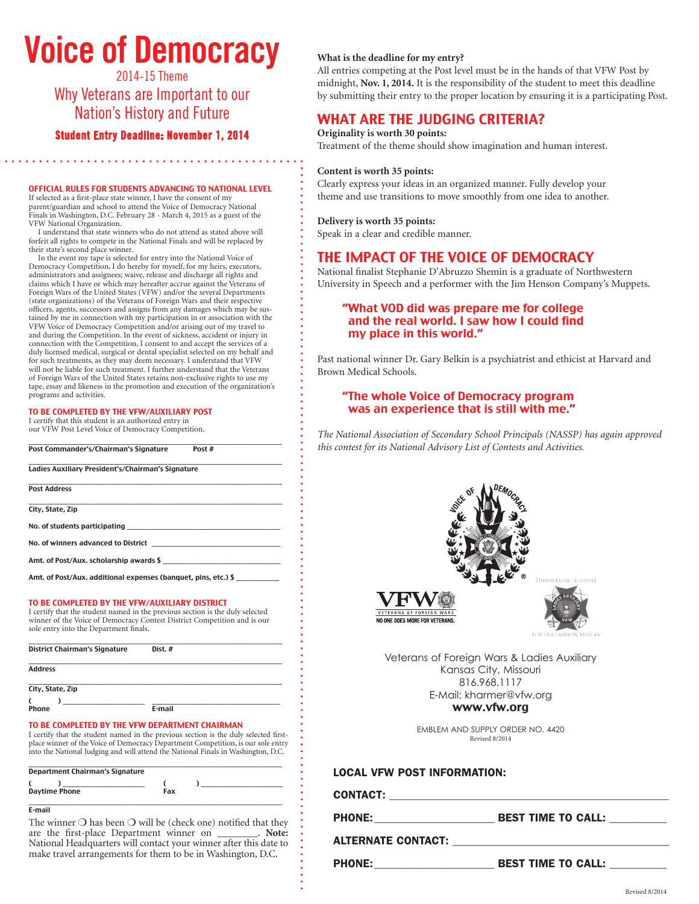# Voice of Democracy

2014-15 Theme

Why Veterans are Important to our Nation's History and Future

**Student Entry Deadline: November 1, 2014**

## OFFICIAL RULES FOR STUDENTS ADVANCING TO NATIONAL LEVEL

If selected as a first-place state winner, I have the consent of my parent/guardian and school to attend the Voice of Democracy National Finals in Washington, D.C. February 28 - March 4, 2015 as a guest of the VFW National Organization.

I understand that state winners who do not attend as stated above will forfeit all rights to compete in the National Finals and will be replaced by their state's second place winner.

In the event my tape is selected for entry into the National Voice of Democracy Competition, I do hereby for myself, for my heirs, executors, administrators and assignees; waive, release and discharge all rights and claims which I have or which may hereafter accrue against the Veterans of Foreign Wars of the United States (VFW) and/or the several Departments (state organizations) of the Veterans of Foreign Wars and their respective officers, agents, successors and assigns from any damages which may be sustained by me in connection with my participation in or association with the VFW Voice of Democracy Competition and/or arising out of my travel to and during the Competition. In the event of sickness, accident or injury in connection with the Competition, I consent to and accept the services of a duly licensed medical, surgical or dental specialist selected on my behalf and for such treatments, as they may deem necessary. I understand that VFW will not be liable for such treatment. I further understand that the Veterans of Foreign Wars of the United States retains non-exclusive rights to use my tape, essay and likeness in the promotion and execution of the organization's programs and activities.

## TO BE COMPLETED BY THE VFW/AUXILIARY POST

I certify that this student is an authorized entry in our VFW Post Level Voice of Democracy Competition.

**Post Commander's/Chairman's Signature** **Post #**

**Ladies Auxiliary President's/Chairman's Signature**

**Post Address**

**City, State, Zip**

**No. of students participating** ____________

**No. of winners advanced to District** ____________

**Amt. of Post/Aux. scholarship awards $** ____________

**Amt. of Post/Aux. additional expenses (banquet, pins, etc.) $** ____________

## TO BE COMPLETED BY THE VFW/AUXILIARY DISTRICT

I certify that the student named in the previous section is the duly selected winner of the Voice of Democracy Contest District Competition and is our sole entry into the Department finals.

**District Chairman's Signature** **Dist. #**

**Address**

**City, State, Zip**

( ) ____________ **Phone** **E-mail**

## TO BE COMPLETED BY THE VFW DEPARTMENT CHAIRMAN

I certify that the student named in the previous section is the duly selected first-place winner of the Voice of Democracy Department Competition, is our sole entry into the National Judging and will attend the National Finals in Washington, D.C.

**Department Chairman's Signature**

( ) ____________ **Daytime Phone** ( ) ____________ **Fax**

**E-mail**

The winner ❍ has been ❍ will be (check one) notified that they are the first-place Department winner on ________. **Note:** National Headquarters will contact your winner after this date to make travel arrangements for them to be in Washington, D.C.

**What is the deadline for my entry?**

All entries competing at the Post level must be in the hands of that VFW Post by midnight, **Nov. 1, 2014.** It is the responsibility of the student to meet this deadline by submitting their entry to the proper location by ensuring it is a participating Post.

## WHAT ARE THE JUDGING CRITERIA?

**Originality is worth 30 points:**
Treatment of the theme should show imagination and human interest.

**Content is worth 35 points:**
Clearly express your ideas in an organized manner. Fully develop your theme and use transitions to move smoothly from one idea to another.

**Delivery is worth 35 points:**
Speak in a clear and credible manner.

## THE IMPACT OF THE VOICE OF DEMOCRACY

National finalist Stephanie D'Abruzzo Shemin is a graduate of Northwestern University in Speech and a performer with the Jim Henson Company's Muppets.

> **"What VOD did was prepare me for college and the real world. I saw how I could find my place in this world."**

Past national winner Dr. Gary Belkin is a psychiatrist and ethicist at Harvard and Brown Medical Schools.

> **"The whole Voice of Democracy program was an experience that is still with me."**

*The National Association of Secondary School Principals (NASSP) has again approved this contest for its National Advisory List of Contests and Activities.*

VFW — VETERANS OF FOREIGN WARS — NO ONE DOES MORE FOR VETERANS.

Unwavering Support — For Uncommon Heroes

Veterans of Foreign Wars & Ladies Auxiliary
Kansas City, Missouri
816.968.1117
E-Mail: kharmer@vfw.org
**www.vfw.org**

EMBLEM AND SUPPLY ORDER NO. 4420
Revised 8/2014

**LOCAL VFW POST INFORMATION:**

**CONTACT:** ____________

**PHONE:** ____________ **BEST TIME TO CALL:** ____________

**ALTERNATE CONTACT:** ____________

**PHONE:** ____________ **BEST TIME TO CALL:** ____________